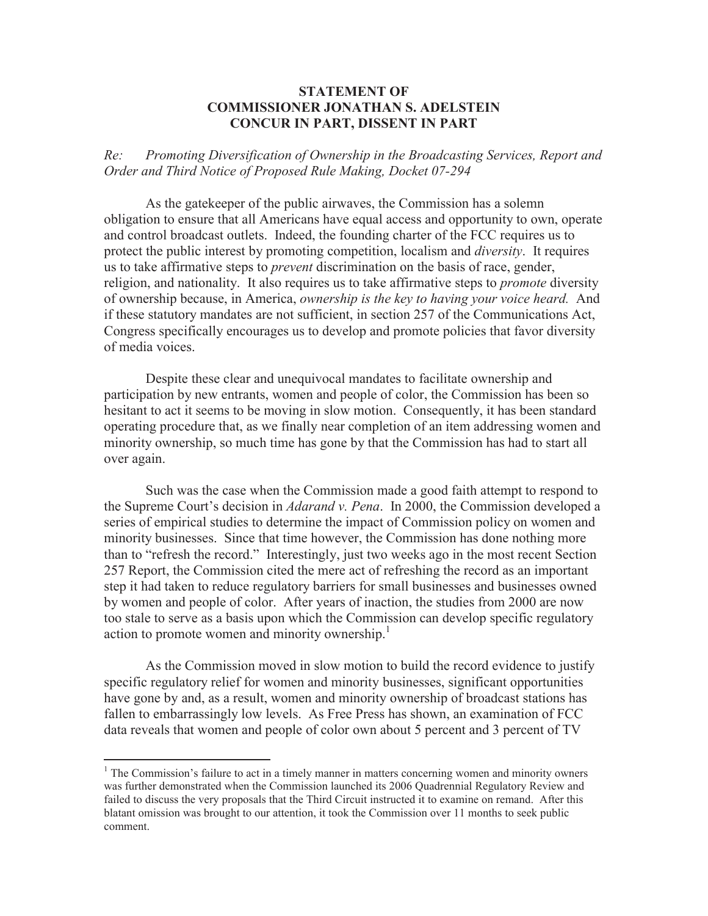**STATEMENT OF**
**COMMISSIONER JONATHAN S. ADELSTEIN**
**CONCUR IN PART, DISSENT IN PART**

*Re: Promoting Diversification of Ownership in the Broadcasting Services, Report and Order and Third Notice of Proposed Rule Making, Docket 07-294*

As the gatekeeper of the public airwaves, the Commission has a solemn obligation to ensure that all Americans have equal access and opportunity to own, operate and control broadcast outlets. Indeed, the founding charter of the FCC requires us to protect the public interest by promoting competition, localism and *diversity*. It requires us to take affirmative steps to *prevent* discrimination on the basis of race, gender, religion, and nationality. It also requires us to take affirmative steps to *promote* diversity of ownership because, in America, *ownership is the key to having your voice heard.* And if these statutory mandates are not sufficient, in section 257 of the Communications Act, Congress specifically encourages us to develop and promote policies that favor diversity of media voices.

Despite these clear and unequivocal mandates to facilitate ownership and participation by new entrants, women and people of color, the Commission has been so hesitant to act it seems to be moving in slow motion. Consequently, it has been standard operating procedure that, as we finally near completion of an item addressing women and minority ownership, so much time has gone by that the Commission has had to start all over again.

Such was the case when the Commission made a good faith attempt to respond to the Supreme Court's decision in *Adarand v. Pena*. In 2000, the Commission developed a series of empirical studies to determine the impact of Commission policy on women and minority businesses. Since that time however, the Commission has done nothing more than to "refresh the record." Interestingly, just two weeks ago in the most recent Section 257 Report, the Commission cited the mere act of refreshing the record as an important step it had taken to reduce regulatory barriers for small businesses and businesses owned by women and people of color. After years of inaction, the studies from 2000 are now too stale to serve as a basis upon which the Commission can develop specific regulatory action to promote women and minority ownership.[1]

As the Commission moved in slow motion to build the record evidence to justify specific regulatory relief for women and minority businesses, significant opportunities have gone by and, as a result, women and minority ownership of broadcast stations has fallen to embarrassingly low levels. As Free Press has shown, an examination of FCC data reveals that women and people of color own about 5 percent and 3 percent of TV

[1] The Commission's failure to act in a timely manner in matters concerning women and minority owners was further demonstrated when the Commission launched its 2006 Quadrennial Regulatory Review and failed to discuss the very proposals that the Third Circuit instructed it to examine on remand. After this blatant omission was brought to our attention, it took the Commission over 11 months to seek public comment.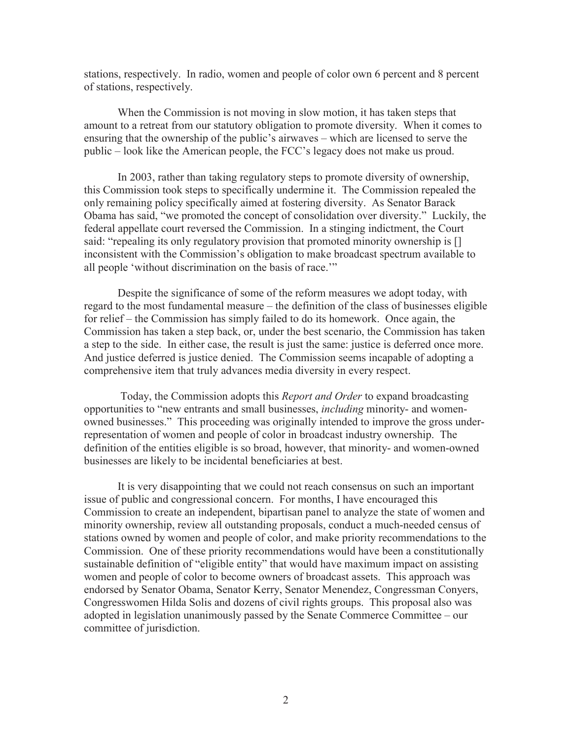stations, respectively. In radio, women and people of color own 6 percent and 8 percent of stations, respectively.

When the Commission is not moving in slow motion, it has taken steps that amount to a retreat from our statutory obligation to promote diversity. When it comes to ensuring that the ownership of the public's airwaves – which are licensed to serve the public – look like the American people, the FCC's legacy does not make us proud.

In 2003, rather than taking regulatory steps to promote diversity of ownership, this Commission took steps to specifically undermine it. The Commission repealed the only remaining policy specifically aimed at fostering diversity. As Senator Barack Obama has said, "we promoted the concept of consolidation over diversity." Luckily, the federal appellate court reversed the Commission. In a stinging indictment, the Court said: "repealing its only regulatory provision that promoted minority ownership is [] inconsistent with the Commission's obligation to make broadcast spectrum available to all people 'without discrimination on the basis of race.'"

Despite the significance of some of the reform measures we adopt today, with regard to the most fundamental measure – the definition of the class of businesses eligible for relief – the Commission has simply failed to do its homework. Once again, the Commission has taken a step back, or, under the best scenario, the Commission has taken a step to the side. In either case, the result is just the same: justice is deferred once more. And justice deferred is justice denied. The Commission seems incapable of adopting a comprehensive item that truly advances media diversity in every respect.

Today, the Commission adopts this *Report and Order* to expand broadcasting opportunities to "new entrants and small businesses, *including* minority- and women-owned businesses." This proceeding was originally intended to improve the gross under-representation of women and people of color in broadcast industry ownership. The definition of the entities eligible is so broad, however, that minority- and women-owned businesses are likely to be incidental beneficiaries at best.

It is very disappointing that we could not reach consensus on such an important issue of public and congressional concern. For months, I have encouraged this Commission to create an independent, bipartisan panel to analyze the state of women and minority ownership, review all outstanding proposals, conduct a much-needed census of stations owned by women and people of color, and make priority recommendations to the Commission. One of these priority recommendations would have been a constitutionally sustainable definition of "eligible entity" that would have maximum impact on assisting women and people of color to become owners of broadcast assets. This approach was endorsed by Senator Obama, Senator Kerry, Senator Menendez, Congressman Conyers, Congresswomen Hilda Solis and dozens of civil rights groups. This proposal also was adopted in legislation unanimously passed by the Senate Commerce Committee – our committee of jurisdiction.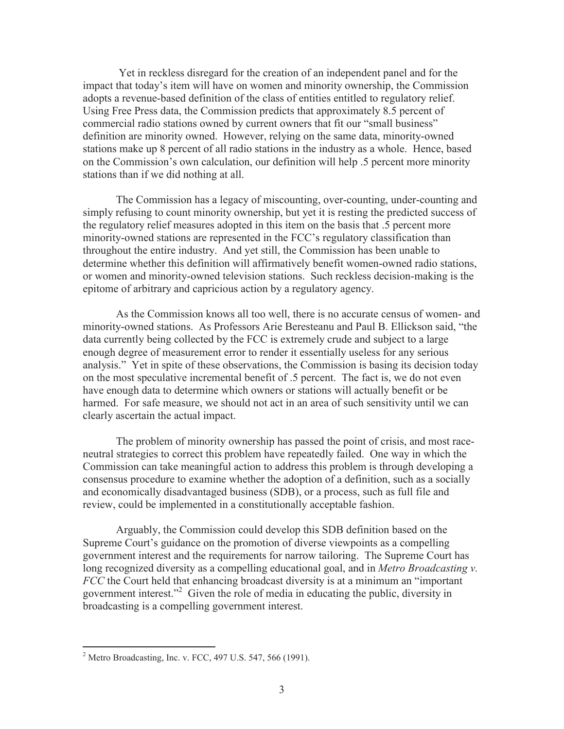Yet in reckless disregard for the creation of an independent panel and for the impact that today's item will have on women and minority ownership, the Commission adopts a revenue-based definition of the class of entities entitled to regulatory relief. Using Free Press data, the Commission predicts that approximately 8.5 percent of commercial radio stations owned by current owners that fit our "small business" definition are minority owned. However, relying on the same data, minority-owned stations make up 8 percent of all radio stations in the industry as a whole. Hence, based on the Commission's own calculation, our definition will help .5 percent more minority stations than if we did nothing at all.

The Commission has a legacy of miscounting, over-counting, under-counting and simply refusing to count minority ownership, but yet it is resting the predicted success of the regulatory relief measures adopted in this item on the basis that .5 percent more minority-owned stations are represented in the FCC's regulatory classification than throughout the entire industry. And yet still, the Commission has been unable to determine whether this definition will affirmatively benefit women-owned radio stations, or women and minority-owned television stations. Such reckless decision-making is the epitome of arbitrary and capricious action by a regulatory agency.

As the Commission knows all too well, there is no accurate census of women- and minority-owned stations. As Professors Arie Beresteanu and Paul B. Ellickson said, "the data currently being collected by the FCC is extremely crude and subject to a large enough degree of measurement error to render it essentially useless for any serious analysis." Yet in spite of these observations, the Commission is basing its decision today on the most speculative incremental benefit of .5 percent. The fact is, we do not even have enough data to determine which owners or stations will actually benefit or be harmed. For safe measure, we should not act in an area of such sensitivity until we can clearly ascertain the actual impact.

The problem of minority ownership has passed the point of crisis, and most race-neutral strategies to correct this problem have repeatedly failed. One way in which the Commission can take meaningful action to address this problem is through developing a consensus procedure to examine whether the adoption of a definition, such as a socially and economically disadvantaged business (SDB), or a process, such as full file and review, could be implemented in a constitutionally acceptable fashion.

Arguably, the Commission could develop this SDB definition based on the Supreme Court's guidance on the promotion of diverse viewpoints as a compelling government interest and the requirements for narrow tailoring. The Supreme Court has long recognized diversity as a compelling educational goal, and in *Metro Broadcasting v. FCC* the Court held that enhancing broadcast diversity is at a minimum an "important government interest."[2] Given the role of media in educating the public, diversity in broadcasting is a compelling government interest.

---

[2] Metro Broadcasting, Inc. v. FCC, 497 U.S. 547, 566 (1991).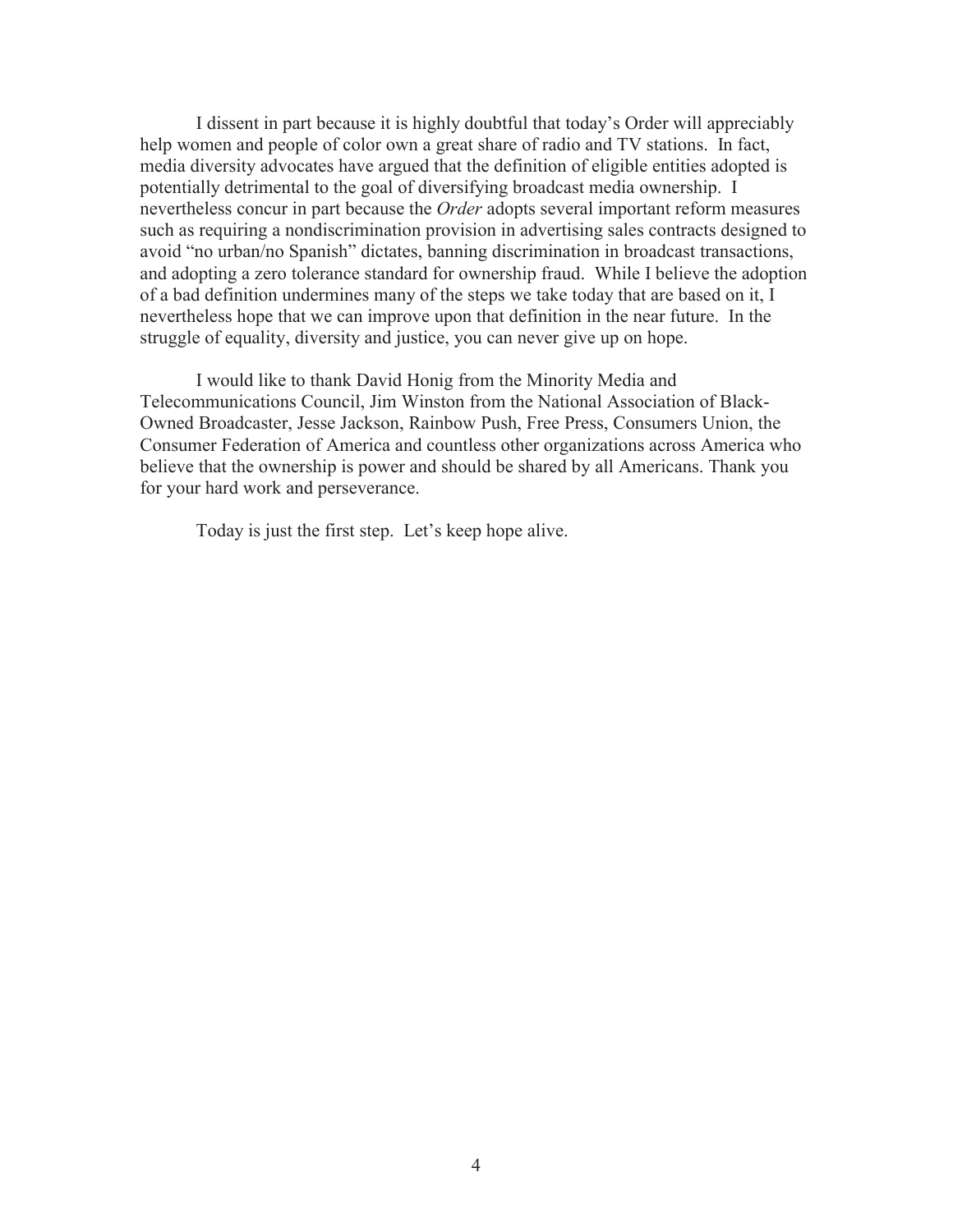I dissent in part because it is highly doubtful that today's Order will appreciably help women and people of color own a great share of radio and TV stations. In fact, media diversity advocates have argued that the definition of eligible entities adopted is potentially detrimental to the goal of diversifying broadcast media ownership. I nevertheless concur in part because the *Order* adopts several important reform measures such as requiring a nondiscrimination provision in advertising sales contracts designed to avoid "no urban/no Spanish" dictates, banning discrimination in broadcast transactions, and adopting a zero tolerance standard for ownership fraud. While I believe the adoption of a bad definition undermines many of the steps we take today that are based on it, I nevertheless hope that we can improve upon that definition in the near future. In the struggle of equality, diversity and justice, you can never give up on hope.

I would like to thank David Honig from the Minority Media and Telecommunications Council, Jim Winston from the National Association of Black-Owned Broadcaster, Jesse Jackson, Rainbow Push, Free Press, Consumers Union, the Consumer Federation of America and countless other organizations across America who believe that the ownership is power and should be shared by all Americans. Thank you for your hard work and perseverance.

Today is just the first step. Let's keep hope alive.